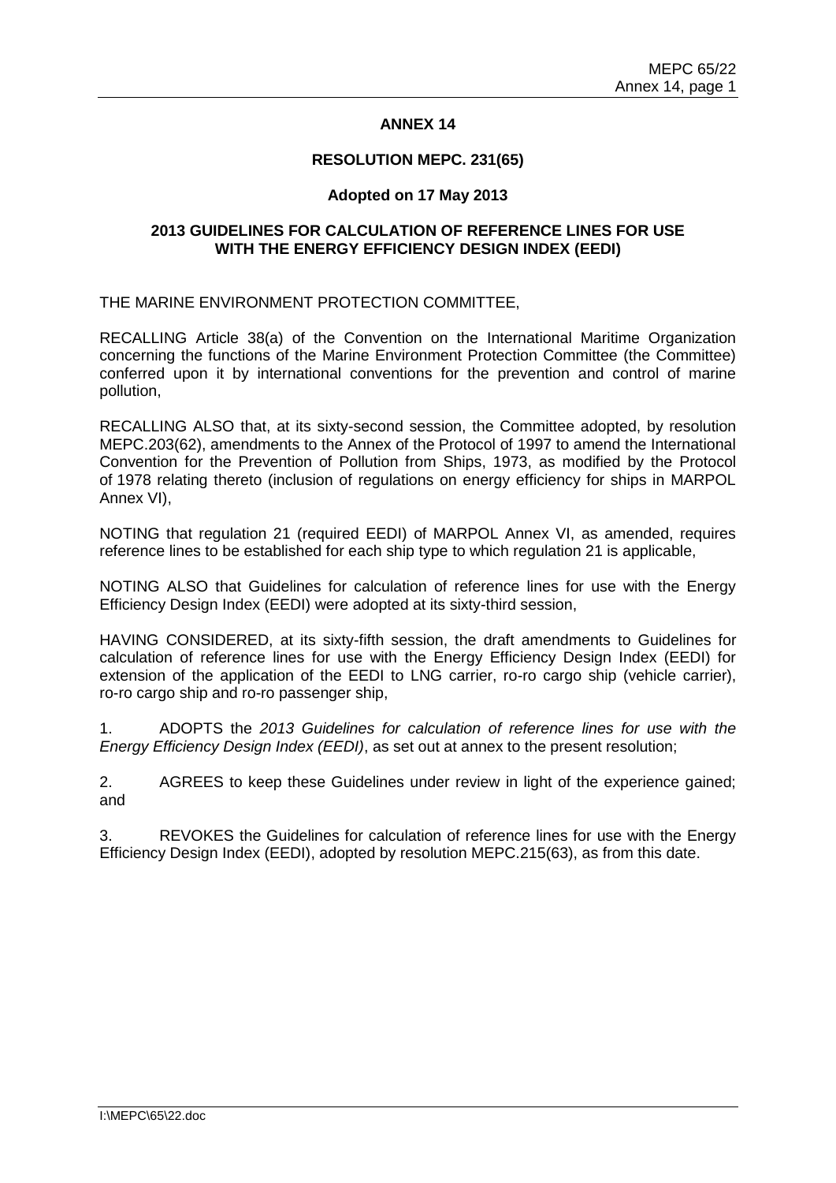# ANNEX 14

## RESOLUTION MEPC. 231(65)

**Adopted on 17 May 2013**

## 2013 GUIDELINES FOR CALCULATION OF REFERENCE LINES FOR USE WITH THE ENERGY EFFICIENCY DESIGN INDEX (EEDI)

THE MARINE ENVIRONMENT PROTECTION COMMITTEE,

RECALLING Article 38(a) of the Convention on the International Maritime Organization concerning the functions of the Marine Environment Protection Committee (the Committee) conferred upon it by international conventions for the prevention and control of marine pollution,

RECALLING ALSO that, at its sixty-second session, the Committee adopted, by resolution MEPC.203(62), amendments to the Annex of the Protocol of 1997 to amend the International Convention for the Prevention of Pollution from Ships, 1973, as modified by the Protocol of 1978 relating thereto (inclusion of regulations on energy efficiency for ships in MARPOL Annex VI),

NOTING that regulation 21 (required EEDI) of MARPOL Annex VI, as amended, requires reference lines to be established for each ship type to which regulation 21 is applicable,

NOTING ALSO that Guidelines for calculation of reference lines for use with the Energy Efficiency Design Index (EEDI) were adopted at its sixty-third session,

HAVING CONSIDERED, at its sixty-fifth session, the draft amendments to Guidelines for calculation of reference lines for use with the Energy Efficiency Design Index (EEDI) for extension of the application of the EEDI to LNG carrier, ro-ro cargo ship (vehicle carrier), ro-ro cargo ship and ro-ro passenger ship,

1. ADOPTS the *2013 Guidelines for calculation of reference lines for use with the Energy Efficiency Design Index (EEDI)*, as set out at annex to the present resolution;

2. AGREES to keep these Guidelines under review in light of the experience gained; and

3. REVOKES the Guidelines for calculation of reference lines for use with the Energy Efficiency Design Index (EEDI), adopted by resolution MEPC.215(63), as from this date.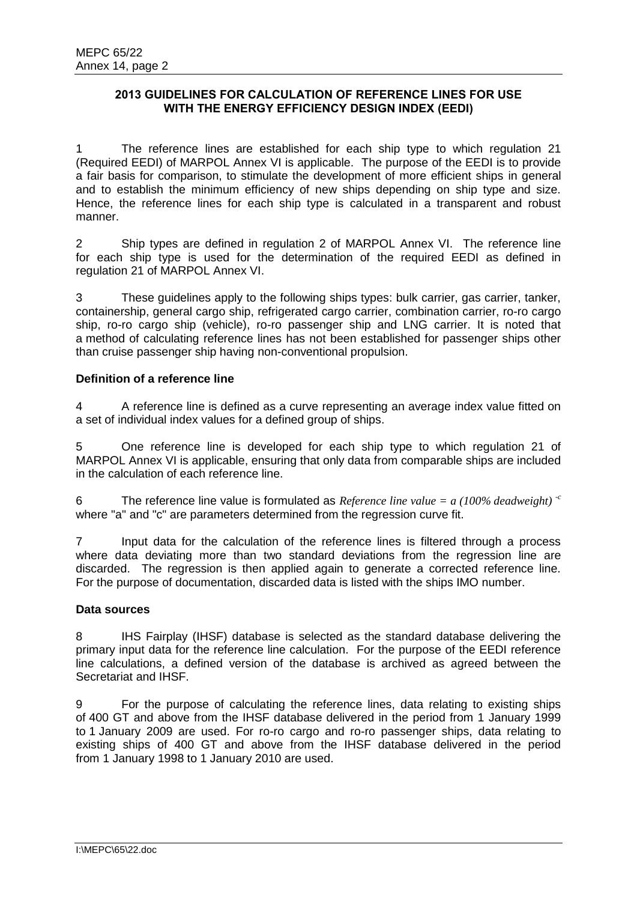## 2013 GUIDELINES FOR CALCULATION OF REFERENCE LINES FOR USE WITH THE ENERGY EFFICIENCY DESIGN INDEX (EEDI)

1 The reference lines are established for each ship type to which regulation 21 (Required EEDI) of MARPOL Annex VI is applicable. The purpose of the EEDI is to provide a fair basis for comparison, to stimulate the development of more efficient ships in general and to establish the minimum efficiency of new ships depending on ship type and size. Hence, the reference lines for each ship type is calculated in a transparent and robust manner.

2 Ship types are defined in regulation 2 of MARPOL Annex VI. The reference line for each ship type is used for the determination of the required EEDI as defined in regulation 21 of MARPOL Annex VI.

3 These guidelines apply to the following ships types: bulk carrier, gas carrier, tanker, containership, general cargo ship, refrigerated cargo carrier, combination carrier, ro-ro cargo ship, ro-ro cargo ship (vehicle), ro-ro passenger ship and LNG carrier. It is noted that a method of calculating reference lines has not been established for passenger ships other than cruise passenger ship having non-conventional propulsion.

### Definition of a reference line

4 A reference line is defined as a curve representing an average index value fitted on a set of individual index values for a defined group of ships.

5 One reference line is developed for each ship type to which regulation 21 of MARPOL Annex VI is applicable, ensuring that only data from comparable ships are included in the calculation of each reference line.

6 The reference line value is formulated as $\textit{Reference line value} = a\,(100\%\ \textit{deadweight})^{-c}$ where "a" and "c" are parameters determined from the regression curve fit.

7 Input data for the calculation of the reference lines is filtered through a process where data deviating more than two standard deviations from the regression line are discarded. The regression is then applied again to generate a corrected reference line. For the purpose of documentation, discarded data is listed with the ships IMO number.

### Data sources

8 IHS Fairplay (IHSF) database is selected as the standard database delivering the primary input data for the reference line calculation. For the purpose of the EEDI reference line calculations, a defined version of the database is archived as agreed between the Secretariat and IHSF.

9 For the purpose of calculating the reference lines, data relating to existing ships of 400 GT and above from the IHSF database delivered in the period from 1 January 1999 to 1 January 2009 are used. For ro-ro cargo and ro-ro passenger ships, data relating to existing ships of 400 GT and above from the IHSF database delivered in the period from 1 January 1998 to 1 January 2010 are used.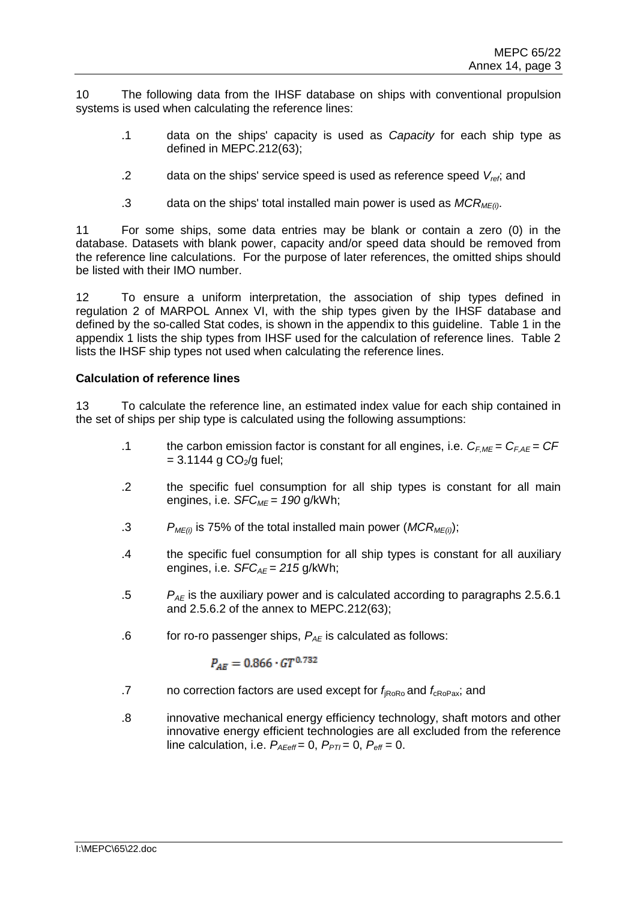10 The following data from the IHSF database on ships with conventional propulsion systems is used when calculating the reference lines:

.1 data on the ships' capacity is used as *Capacity* for each ship type as defined in MEPC.212(63);

.2 data on the ships' service speed is used as reference speed $V_{ref}$; and

.3 data on the ships' total installed main power is used as $MCR_{ME(i)}$.

11 For some ships, some data entries may be blank or contain a zero (0) in the database. Datasets with blank power, capacity and/or speed data should be removed from the reference line calculations. For the purpose of later references, the omitted ships should be listed with their IMO number.

12 To ensure a uniform interpretation, the association of ship types defined in regulation 2 of MARPOL Annex VI, with the ship types given by the IHSF database and defined by the so-called Stat codes, is shown in the appendix to this guideline. Table 1 in the appendix 1 lists the ship types from IHSF used for the calculation of reference lines. Table 2 lists the IHSF ship types not used when calculating the reference lines.

**Calculation of reference lines**

13 To calculate the reference line, an estimated index value for each ship contained in the set of ships per ship type is calculated using the following assumptions:

.1 the carbon emission factor is constant for all engines, i.e. $C_{F,ME} = C_{F,AE} = CF = 3.1144$ g $CO_2$/g fuel;

.2 the specific fuel consumption for all ship types is constant for all main engines, i.e. $SFC_{ME} = 190$ g/kWh;

.3 $P_{ME(i)}$ is 75% of the total installed main power ($MCR_{ME(i)}$);

.4 the specific fuel consumption for all ship types is constant for all auxiliary engines, i.e. $SFC_{AE} = 215$ g/kWh;

.5 $P_{AE}$ is the auxiliary power and is calculated according to paragraphs 2.5.6.1 and 2.5.6.2 of the annex to MEPC.212(63);

.6 for ro-ro passenger ships, $P_{AE}$ is calculated as follows:

$$P_{AE} = 0.866 \cdot GT^{0.732}$$

.7 no correction factors are used except for $f_{jRoRo}$ and $f_{cRoPax}$; and

.8 innovative mechanical energy efficiency technology, shaft motors and other innovative energy efficient technologies are all excluded from the reference line calculation, i.e. $P_{AEeff} = 0$, $P_{PTI} = 0$, $P_{eff} = 0$.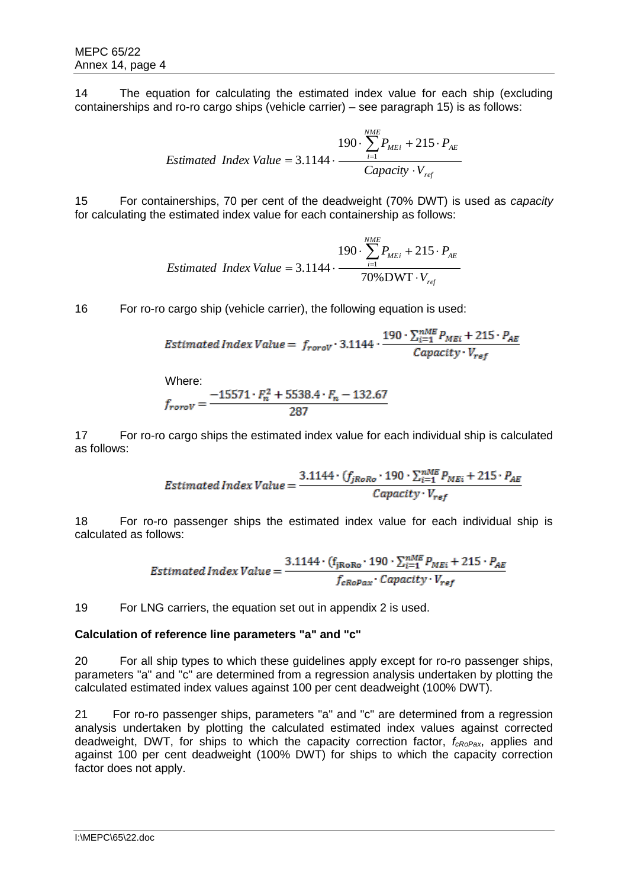14 The equation for calculating the estimated index value for each ship (excluding containerships and ro-ro cargo ships (vehicle carrier) – see paragraph 15) is as follows:

$$Estimated\ \ Index\ Value = 3.1144 \cdot \frac{190 \cdot \sum_{i=1}^{NME} P_{MEi} + 215 \cdot P_{AE}}{Capacity \cdot V_{ref}}$$

15 For containerships, 70 per cent of the deadweight (70% DWT) is used as *capacity* for calculating the estimated index value for each containership as follows:

$$Estimated\ \ Index\ Value = 3.1144 \cdot \frac{190 \cdot \sum_{i=1}^{NME} P_{MEi} + 215 \cdot P_{AE}}{70\%\mathrm{DWT} \cdot V_{ref}}$$

16 For ro-ro cargo ship (vehicle carrier), the following equation is used:

$$Estimated\ Index\ Value = \ f_{roroV} \cdot 3.1144 \cdot \frac{190 \cdot \sum_{i=1}^{nME} P_{MEi} + 215 \cdot P_{AE}}{Capacity \cdot V_{ref}}$$

Where:

$$f_{roroV} = \frac{-15571 \cdot F_n^2 + 5538.4 \cdot F_n - 132.67}{287}$$

17 For ro-ro cargo ships the estimated index value for each individual ship is calculated as follows:

$$Estimated\ Index\ Value = \frac{3.1144 \cdot (f_{jRoRo} \cdot 190 \cdot \sum_{i=1}^{nME} P_{MEi} + 215 \cdot P_{AE}}{Capacity \cdot V_{ref}}$$

18 For ro-ro passenger ships the estimated index value for each individual ship is calculated as follows:

$$Estimated\ Index\ Value = \frac{3.1144 \cdot (\mathrm{f_{jRoRo}} \cdot 190 \cdot \sum_{i=1}^{nME} P_{MEi} + 215 \cdot P_{AE}}{f_{cRoPax} \cdot Capacity \cdot V_{ref}}$$

19 For LNG carriers, the equation set out in appendix 2 is used.

**Calculation of reference line parameters "a" and "c"**

20 For all ship types to which these guidelines apply except for ro-ro passenger ships, parameters "a" and "c" are determined from a regression analysis undertaken by plotting the calculated estimated index values against 100 per cent deadweight (100% DWT).

21 For ro-ro passenger ships, parameters "a" and "c" are determined from a regression analysis undertaken by plotting the calculated estimated index values against corrected deadweight, DWT, for ships to which the capacity correction factor, $f_{cRoPax}$, applies and against 100 per cent deadweight (100% DWT) for ships to which the capacity correction factor does not apply.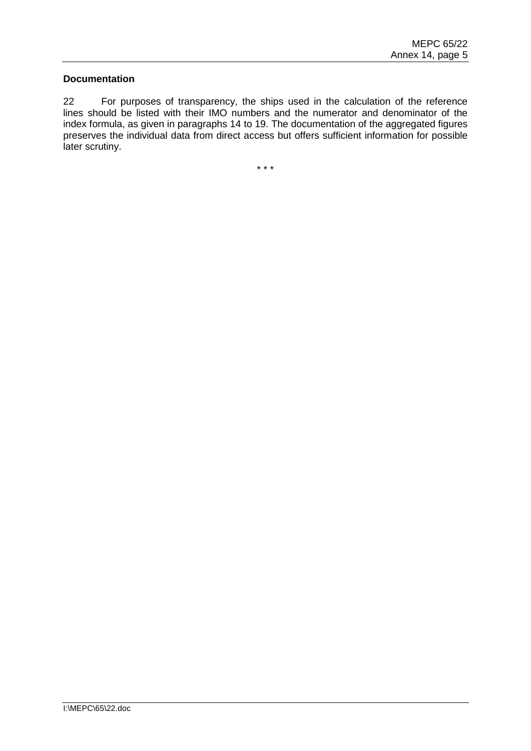**Documentation**

22 For purposes of transparency, the ships used in the calculation of the reference lines should be listed with their IMO numbers and the numerator and denominator of the index formula, as given in paragraphs 14 to 19. The documentation of the aggregated figures preserves the individual data from direct access but offers sufficient information for possible later scrutiny.

\* \* \*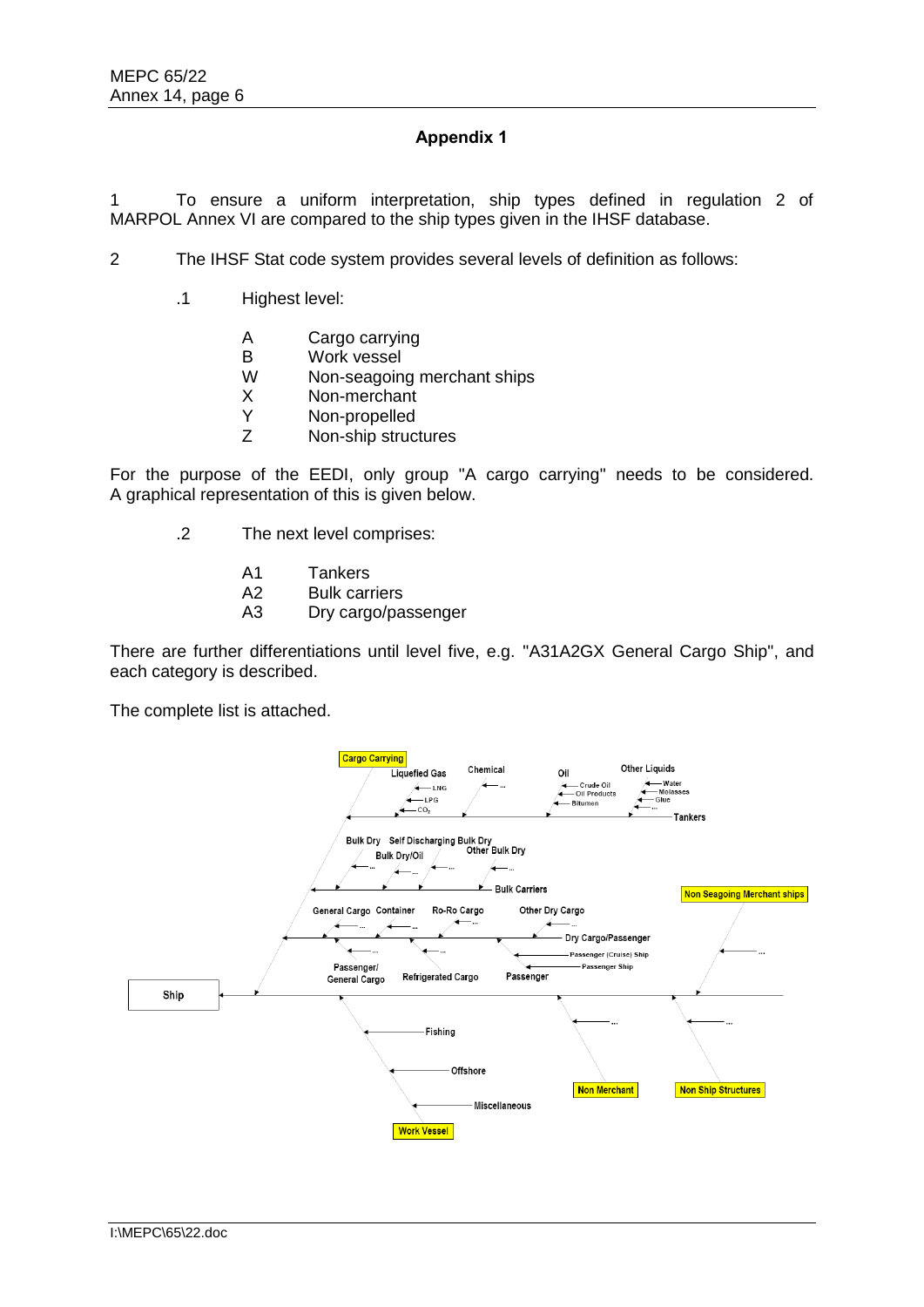## Appendix 1

1 To ensure a uniform interpretation, ship types defined in regulation 2 of MARPOL Annex VI are compared to the ship types given in the IHSF database.

2 The IHSF Stat code system provides several levels of definition as follows:

.1 Highest level:

- A Cargo carrying
- B Work vessel
- W Non-seagoing merchant ships
- X Non-merchant
- Y Non-propelled
- Z Non-ship structures

For the purpose of the EEDI, only group "A cargo carrying" needs to be considered. A graphical representation of this is given below.

.2 The next level comprises:

- A1 Tankers
- A2 Bulk carriers
- A3 Dry cargo/passenger

There are further differentiations until level five, e.g. "A31A2GX General Cargo Ship", and each category is described.

The complete list is attached.

Cargo Carrying
Liquefied Gas: LNG, LPG, $CO_2$
Chemical: ...
Oil: Crude Oil, Oil Products, Bitumen
Other Liquids: Water, Molasses, Glue, ...
Tankers

Bulk Dry: ...
Self Discharging Bulk Dry: ...
Bulk Dry/Oil: ...
Other Bulk Dry: ...
Bulk Carriers

General Cargo: ...
Container: ...
Ro-Ro Cargo: ...
Other Dry Cargo: ...
Dry Cargo/Passenger
Passenger/General Cargo: ...
Refrigerated Cargo: ...
Passenger: Passenger (Cruise) Ship, Passenger Ship

Ship

Non Seagoing Merchant ships: ...

Work Vessel: Fishing, Offshore, Miscellaneous

Non Merchant: ...

Non Ship Structures: ...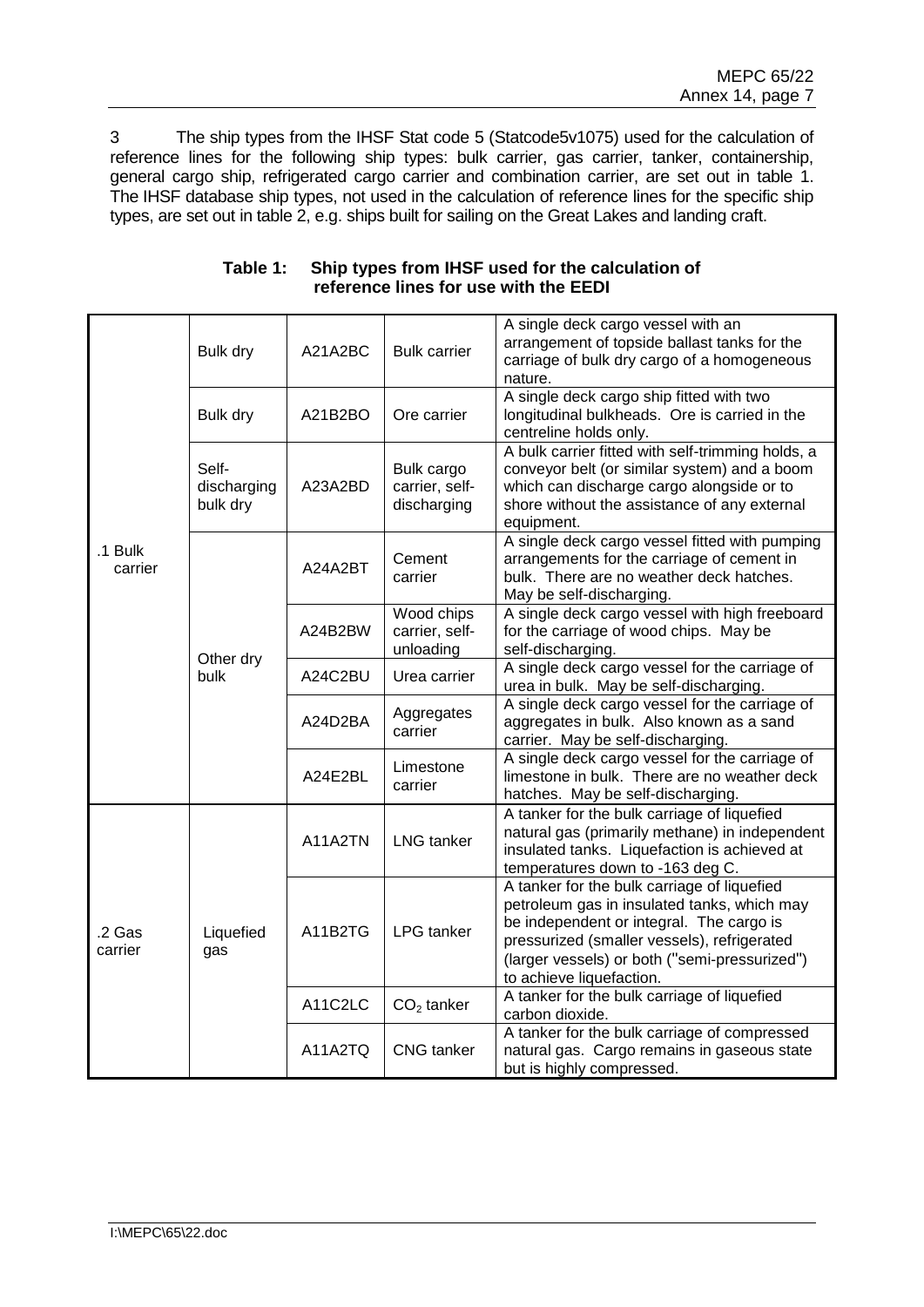3 The ship types from the IHSF Stat code 5 (Statcode5v1075) used for the calculation of reference lines for the following ship types: bulk carrier, gas carrier, tanker, containership, general cargo ship, refrigerated cargo carrier and combination carrier, are set out in table 1. The IHSF database ship types, not used in the calculation of reference lines for the specific ship types, are set out in table 2, e.g. ships built for sailing on the Great Lakes and landing craft.

**Table 1: Ship types from IHSF used for the calculation of reference lines for use with the EEDI**

| | | | | |
|---|---|---|---|---|
| .1 Bulk carrier | Bulk dry | A21A2BC | Bulk carrier | A single deck cargo vessel with an arrangement of topside ballast tanks for the carriage of bulk dry cargo of a homogeneous nature. |
| | Bulk dry | A21B2BO | Ore carrier | A single deck cargo ship fitted with two longitudinal bulkheads. Ore is carried in the centreline holds only. |
| | Self-discharging bulk dry | A23A2BD | Bulk cargo carrier, self-discharging | A bulk carrier fitted with self-trimming holds, a conveyor belt (or similar system) and a boom which can discharge cargo alongside or to shore without the assistance of any external equipment. |
| | Other dry bulk | A24A2BT | Cement carrier | A single deck cargo vessel fitted with pumping arrangements for the carriage of cement in bulk. There are no weather deck hatches. May be self-discharging. |
| | | A24B2BW | Wood chips carrier, self-unloading | A single deck cargo vessel with high freeboard for the carriage of wood chips. May be self-discharging. |
| | | A24C2BU | Urea carrier | A single deck cargo vessel for the carriage of urea in bulk. May be self-discharging. |
| | | A24D2BA | Aggregates carrier | A single deck cargo vessel for the carriage of aggregates in bulk. Also known as a sand carrier. May be self-discharging. |
| | | A24E2BL | Limestone carrier | A single deck cargo vessel for the carriage of limestone in bulk. There are no weather deck hatches. May be self-discharging. |
| .2 Gas carrier | Liquefied gas | A11A2TN | LNG tanker | A tanker for the bulk carriage of liquefied natural gas (primarily methane) in independent insulated tanks. Liquefaction is achieved at temperatures down to -163 deg C. |
| | | A11B2TG | LPG tanker | A tanker for the bulk carriage of liquefied petroleum gas in insulated tanks, which may be independent or integral. The cargo is pressurized (smaller vessels), refrigerated (larger vessels) or both ("semi-pressurized") to achieve liquefaction. |
| | | A11C2LC | $CO_2$ tanker | A tanker for the bulk carriage of liquefied carbon dioxide. |
| | | A11A2TQ | CNG tanker | A tanker for the bulk carriage of compressed natural gas. Cargo remains in gaseous state but is highly compressed. |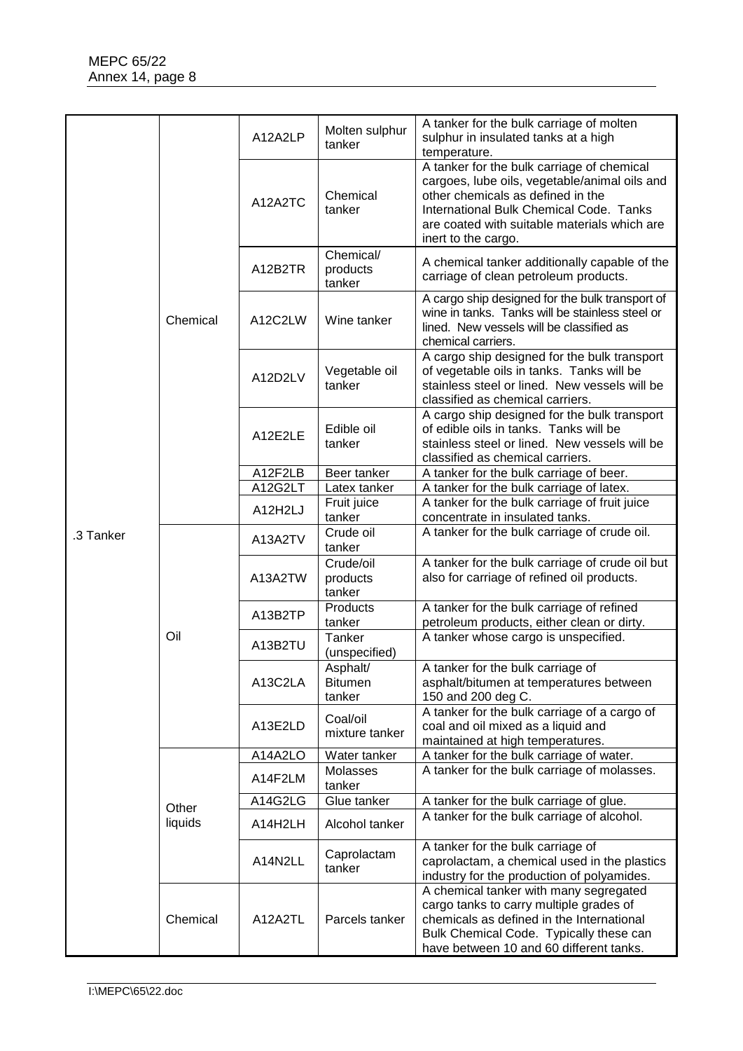| | | | | |
|---|---|---|---|---|
| .3 Tanker | Chemical | A12A2LP | Molten sulphur tanker | A tanker for the bulk carriage of molten sulphur in insulated tanks at a high temperature. |
| | | A12A2TC | Chemical tanker | A tanker for the bulk carriage of chemical cargoes, lube oils, vegetable/animal oils and other chemicals as defined in the International Bulk Chemical Code. Tanks are coated with suitable materials which are inert to the cargo. |
| | | A12B2TR | Chemical/ products tanker | A chemical tanker additionally capable of the carriage of clean petroleum products. |
| | | A12C2LW | Wine tanker | A cargo ship designed for the bulk transport of wine in tanks. Tanks will be stainless steel or lined. New vessels will be classified as chemical carriers. |
| | | A12D2LV | Vegetable oil tanker | A cargo ship designed for the bulk transport of vegetable oils in tanks. Tanks will be stainless steel or lined. New vessels will be classified as chemical carriers. |
| | | A12E2LE | Edible oil tanker | A cargo ship designed for the bulk transport of edible oils in tanks. Tanks will be stainless steel or lined. New vessels will be classified as chemical carriers. |
| | | A12F2LB | Beer tanker | A tanker for the bulk carriage of beer. |
| | | A12G2LT | Latex tanker | A tanker for the bulk carriage of latex. |
| | | A12H2LJ | Fruit juice tanker | A tanker for the bulk carriage of fruit juice concentrate in insulated tanks. |
| | Oil | A13A2TV | Crude oil tanker | A tanker for the bulk carriage of crude oil. |
| | | A13A2TW | Crude/oil products tanker | A tanker for the bulk carriage of crude oil but also for carriage of refined oil products. |
| | | A13B2TP | Products tanker | A tanker for the bulk carriage of refined petroleum products, either clean or dirty. |
| | | A13B2TU | Tanker (unspecified) | A tanker whose cargo is unspecified. |
| | | A13C2LA | Asphalt/ Bitumen tanker | A tanker for the bulk carriage of asphalt/bitumen at temperatures between 150 and 200 deg C. |
| | | A13E2LD | Coal/oil mixture tanker | A tanker for the bulk carriage of a cargo of coal and oil mixed as a liquid and maintained at high temperatures. |
| | Other liquids | A14A2LO | Water tanker | A tanker for the bulk carriage of water. |
| | | A14F2LM | Molasses tanker | A tanker for the bulk carriage of molasses. |
| | | A14G2LG | Glue tanker | A tanker for the bulk carriage of glue. |
| | | A14H2LH | Alcohol tanker | A tanker for the bulk carriage of alcohol. |
| | | A14N2LL | Caprolactam tanker | A tanker for the bulk carriage of caprolactam, a chemical used in the plastics industry for the production of polyamides. |
| | Chemical | A12A2TL | Parcels tanker | A chemical tanker with many segregated cargo tanks to carry multiple grades of chemicals as defined in the International Bulk Chemical Code. Typically these can have between 10 and 60 different tanks. |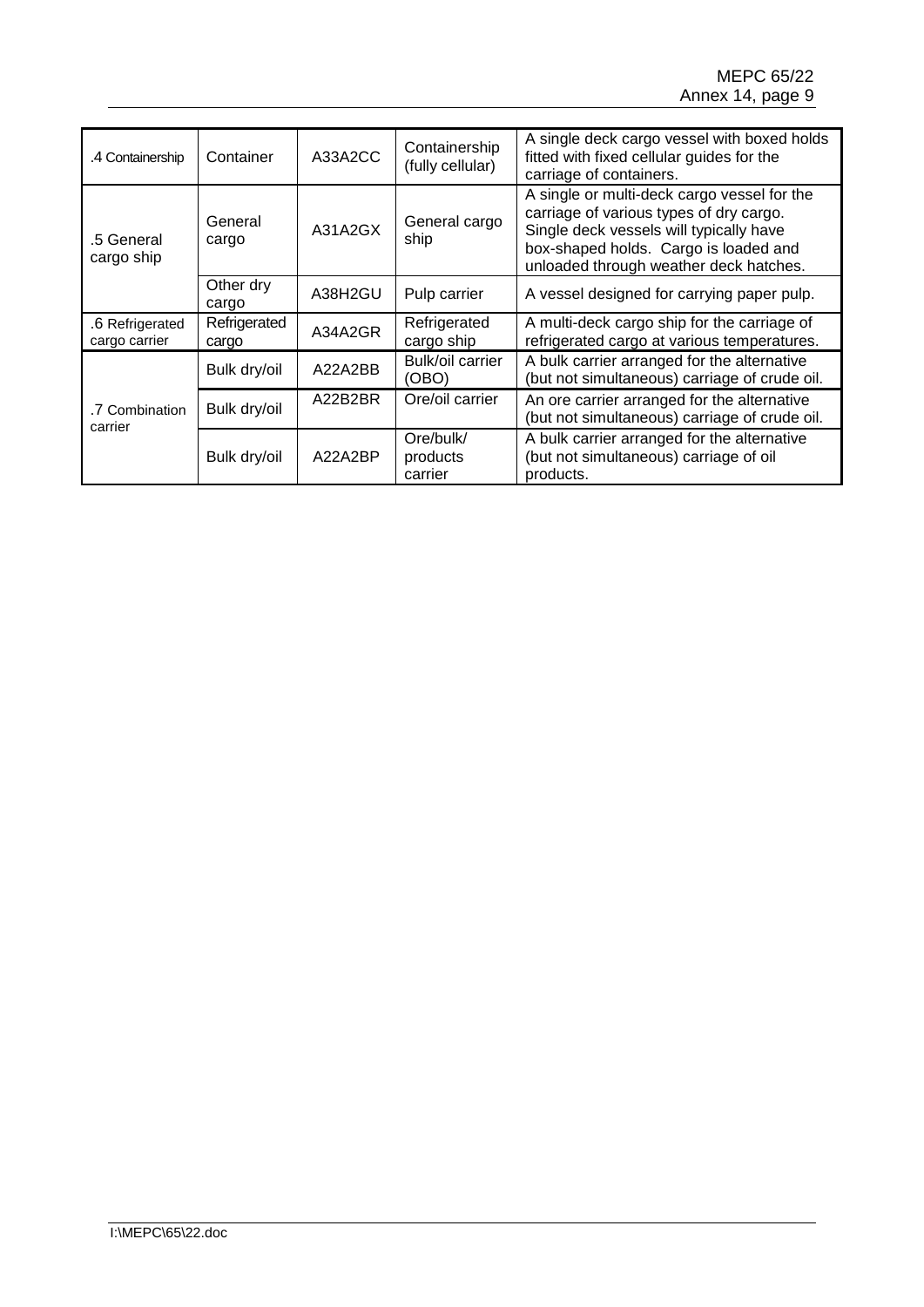| | | | | |
|---|---|---|---|---|
| .4 Containership | Container | A33A2CC | Containership (fully cellular) | A single deck cargo vessel with boxed holds fitted with fixed cellular guides for the carriage of containers. |
| .5 General cargo ship | General cargo | A31A2GX | General cargo ship | A single or multi-deck cargo vessel for the carriage of various types of dry cargo. Single deck vessels will typically have box-shaped holds. Cargo is loaded and unloaded through weather deck hatches. |
| | Other dry cargo | A38H2GU | Pulp carrier | A vessel designed for carrying paper pulp. |
| .6 Refrigerated cargo carrier | Refrigerated cargo | A34A2GR | Refrigerated cargo ship | A multi-deck cargo ship for the carriage of refrigerated cargo at various temperatures. |
| .7 Combination carrier | Bulk dry/oil | A22A2BB | Bulk/oil carrier (OBO) | A bulk carrier arranged for the alternative (but not simultaneous) carriage of crude oil. |
| | Bulk dry/oil | A22B2BR | Ore/oil carrier | An ore carrier arranged for the alternative (but not simultaneous) carriage of crude oil. |
| | Bulk dry/oil | A22A2BP | Ore/bulk/ products carrier | A bulk carrier arranged for the alternative (but not simultaneous) carriage of oil products. |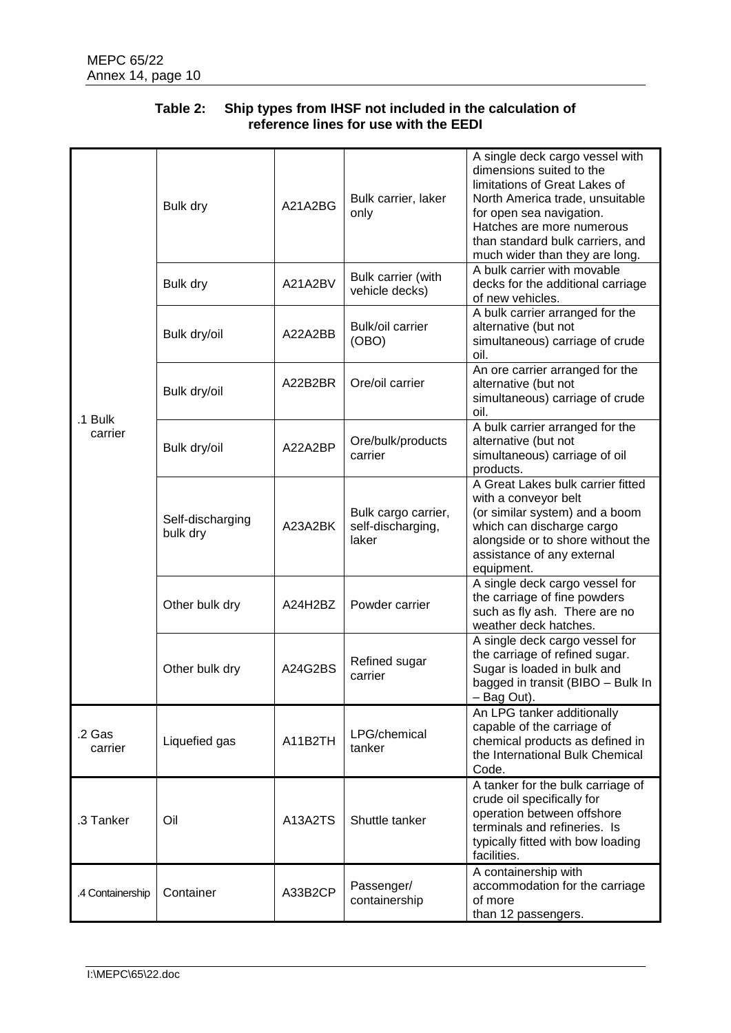**Table 2: Ship types from IHSF not included in the calculation of reference lines for use with the EEDI**

| | | | | |
|---|---|---|---|---|
| .1 Bulk carrier | Bulk dry | A21A2BG | Bulk carrier, laker only | A single deck cargo vessel with dimensions suited to the limitations of Great Lakes of North America trade, unsuitable for open sea navigation. Hatches are more numerous than standard bulk carriers, and much wider than they are long. |
| | Bulk dry | A21A2BV | Bulk carrier (with vehicle decks) | A bulk carrier with movable decks for the additional carriage of new vehicles. |
| | Bulk dry/oil | A22A2BB | Bulk/oil carrier (OBO) | A bulk carrier arranged for the alternative (but not simultaneous) carriage of crude oil. |
| | Bulk dry/oil | A22B2BR | Ore/oil carrier | An ore carrier arranged for the alternative (but not simultaneous) carriage of crude oil. |
| | Bulk dry/oil | A22A2BP | Ore/bulk/products carrier | A bulk carrier arranged for the alternative (but not simultaneous) carriage of oil products. |
| | Self-discharging bulk dry | A23A2BK | Bulk cargo carrier, self-discharging, laker | A Great Lakes bulk carrier fitted with a conveyor belt (or similar system) and a boom which can discharge cargo alongside or to shore without the assistance of any external equipment. |
| | Other bulk dry | A24H2BZ | Powder carrier | A single deck cargo vessel for the carriage of fine powders such as fly ash. There are no weather deck hatches. |
| | Other bulk dry | A24G2BS | Refined sugar carrier | A single deck cargo vessel for the carriage of refined sugar. Sugar is loaded in bulk and bagged in transit (BIBO – Bulk In – Bag Out). |
| .2 Gas carrier | Liquefied gas | A11B2TH | LPG/chemical tanker | An LPG tanker additionally capable of the carriage of chemical products as defined in the International Bulk Chemical Code. |
| .3 Tanker | Oil | A13A2TS | Shuttle tanker | A tanker for the bulk carriage of crude oil specifically for operation between offshore terminals and refineries. Is typically fitted with bow loading facilities. |
| .4 Containership | Container | A33B2CP | Passenger/ containership | A containership with accommodation for the carriage of more than 12 passengers. |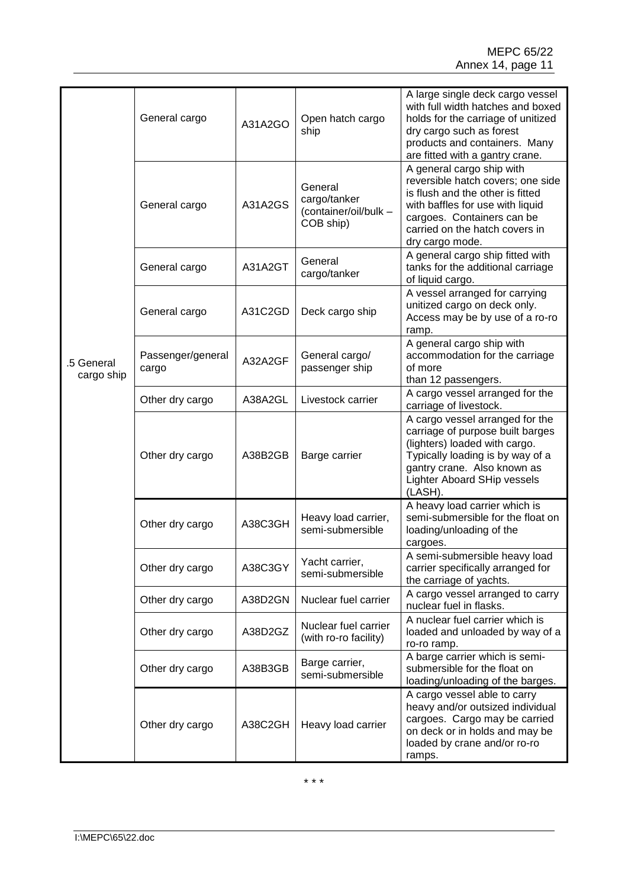| | | | | |
|---|---|---|---|---|
| .5 General cargo ship | General cargo | A31A2GO | Open hatch cargo ship | A large single deck cargo vessel with full width hatches and boxed holds for the carriage of unitized dry cargo such as forest products and containers. Many are fitted with a gantry crane. |
| | General cargo | A31A2GS | General cargo/tanker (container/oil/bulk – COB ship) | A general cargo ship with reversible hatch covers; one side is flush and the other is fitted with baffles for use with liquid cargoes. Containers can be carried on the hatch covers in dry cargo mode. |
| | General cargo | A31A2GT | General cargo/tanker | A general cargo ship fitted with tanks for the additional carriage of liquid cargo. |
| | General cargo | A31C2GD | Deck cargo ship | A vessel arranged for carrying unitized cargo on deck only. Access may be by use of a ro-ro ramp. |
| | Passenger/general cargo | A32A2GF | General cargo/ passenger ship | A general cargo ship with accommodation for the carriage of more than 12 passengers. |
| | Other dry cargo | A38A2GL | Livestock carrier | A cargo vessel arranged for the carriage of livestock. |
| | Other dry cargo | A38B2GB | Barge carrier | A cargo vessel arranged for the carriage of purpose built barges (lighters) loaded with cargo. Typically loading is by way of a gantry crane. Also known as Lighter Aboard SHip vessels (LASH). |
| | Other dry cargo | A38C3GH | Heavy load carrier, semi-submersible | A heavy load carrier which is semi-submersible for the float on loading/unloading of the cargoes. |
| | Other dry cargo | A38C3GY | Yacht carrier, semi-submersible | A semi-submersible heavy load carrier specifically arranged for the carriage of yachts. |
| | Other dry cargo | A38D2GN | Nuclear fuel carrier | A cargo vessel arranged to carry nuclear fuel in flasks. |
| | Other dry cargo | A38D2GZ | Nuclear fuel carrier (with ro-ro facility) | A nuclear fuel carrier which is loaded and unloaded by way of a ro-ro ramp. |
| | Other dry cargo | A38B3GB | Barge carrier, semi-submersible | A barge carrier which is semi-submersible for the float on loading/unloading of the barges. |
| | Other dry cargo | A38C2GH | Heavy load carrier | A cargo vessel able to carry heavy and/or outsized individual cargoes. Cargo may be carried on deck or in holds and may be loaded by crane and/or ro-ro ramps. |

\*\*\*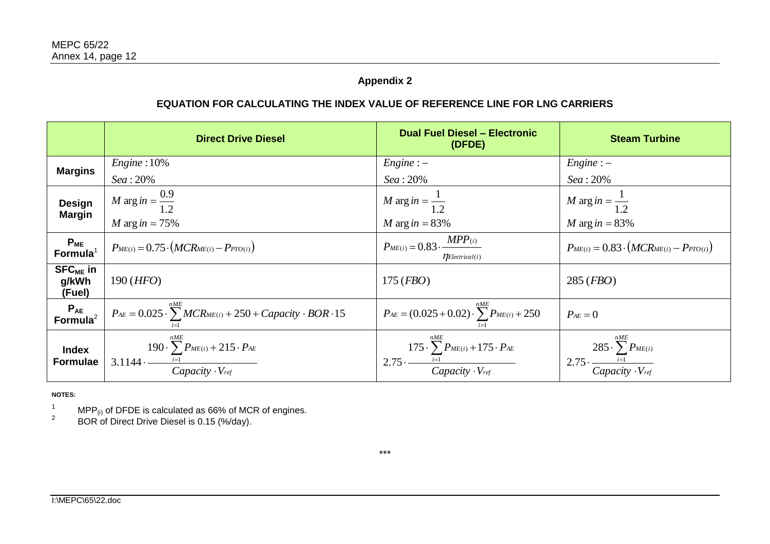## Appendix 2

### EQUATION FOR CALCULATING THE INDEX VALUE OF REFERENCE LINE FOR LNG CARRIERS

| | Direct Drive Diesel | Dual Fuel Diesel – Electronic (DFDE) | Steam Turbine |
|---|---|---|---|
| **Margins** | $Engine: 10\%$<br>$Sea: 20\%$ | $Engine: -$<br>$Sea: 20\%$ | $Engine: -$<br>$Sea: 20\%$ |
| **Design Margin** | $Margin = \frac{0.9}{1.2}$<br>$Margin = 75\%$ | $Margin = \frac{1}{1.2}$<br>$Margin = 83\%$ | $Margin = \frac{1}{1.2}$<br>$Margin = 83\%$ |
| **$P_{ME}$ Formula**[1] | $P_{ME(i)} = 0.75 \cdot (MCR_{ME(i)} - P_{PTO(i)})$ | $P_{ME(i)} = 0.83 \cdot \frac{MPP_{(i)}}{\eta_{Electrical(i)}}$ | $P_{ME(i)} = 0.83 \cdot (MCR_{ME(i)} - P_{PTO(i)})$ |
| **$SFC_{ME}$ in g/kWh (Fuel)** | $190\ (HFO)$ | $175\ (FBO)$ | $285\ (FBO)$ |
| **$P_{AE}$ Formula**[2] | $P_{AE} = 0.025 \cdot \sum_{i=1}^{nME} MCR_{ME(i)} + 250 + Capacity \cdot BOR \cdot 15$ | $P_{AE} = (0.025 + 0.02) \cdot \sum_{i=1}^{nME} P_{ME(i)} + 250$ | $P_{AE} = 0$ |
| **Index Formulae** | $3.1144 \cdot \frac{190 \cdot \sum_{i=1}^{nME} P_{ME(i)} + 215 \cdot P_{AE}}{Capacity \cdot V_{ref}}$ | $2.75 \cdot \frac{175 \cdot \sum_{i=1}^{nME} P_{ME(i)} + 175 \cdot P_{AE}}{Capacity \cdot V_{ref}}$ | $2.75 \cdot \frac{285 \cdot \sum_{i=1}^{nME} P_{ME(i)}}{Capacity \cdot V_{ref}}$ |

**NOTES:**

[1] $MPP_{(i)}$ of DFDE is calculated as 66% of MCR of engines.

[2] BOR of Direct Drive Diesel is 0.15 (%/day).

\*\*\*